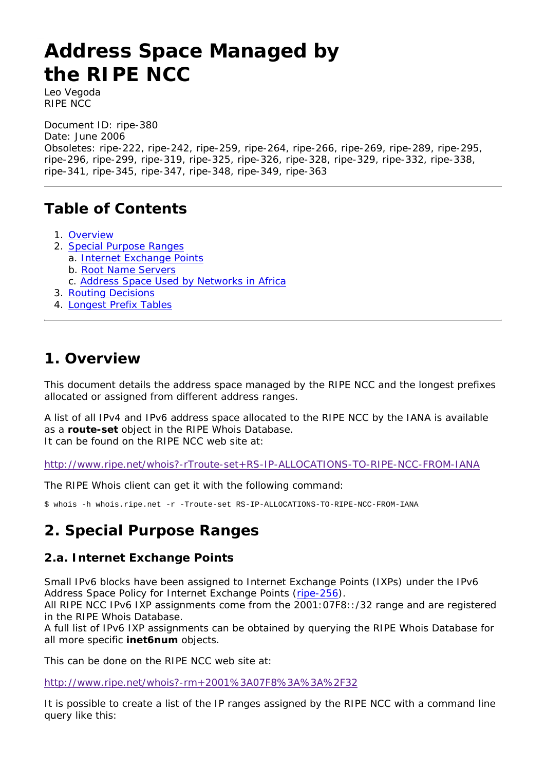# Address Space Managed by the RIPE NCC

Leo Vegoda
RIPE NCC

Document ID: ripe-380
Date: June 2006
Obsoletes: ripe-222, ripe-242, ripe-259, ripe-264, ripe-266, ripe-269, ripe-289, ripe-295, ripe-296, ripe-299, ripe-319, ripe-325, ripe-326, ripe-328, ripe-329, ripe-332, ripe-338, ripe-341, ripe-345, ripe-347, ripe-348, ripe-349, ripe-363

---

## Table of Contents

1. Overview
2. Special Purpose Ranges
   a. Internet Exchange Points
   b. Root Name Servers
   c. Address Space Used by Networks in Africa
3. Routing Decisions
4. Longest Prefix Tables

---

## 1. Overview

This document details the address space managed by the RIPE NCC and the longest prefixes allocated or assigned from different address ranges.

A list of all IPv4 and IPv6 address space allocated to the RIPE NCC by the IANA is available as a **route-set** object in the RIPE Whois Database.
It can be found on the RIPE NCC web site at:

http://www.ripe.net/whois?-rTroute-set+RS-IP-ALLOCATIONS-TO-RIPE-NCC-FROM-IANA

The RIPE Whois client can get it with the following command:

```
$ whois -h whois.ripe.net -r -Troute-set RS-IP-ALLOCATIONS-TO-RIPE-NCC-FROM-IANA
```

## 2. Special Purpose Ranges

### 2.a. Internet Exchange Points

Small IPv6 blocks have been assigned to Internet Exchange Points (IXPs) under the IPv6 Address Space Policy for Internet Exchange Points (ripe-256).
All RIPE NCC IPv6 IXP assignments come from the 2001:07F8::/32 range and are registered in the RIPE Whois Database.
A full list of IPv6 IXP assignments can be obtained by querying the RIPE Whois Database for all more specific **inet6num** objects.

This can be done on the RIPE NCC web site at:

http://www.ripe.net/whois?-rm+2001%3A07F8%3A%3A%2F32

It is possible to create a list of the IP ranges assigned by the RIPE NCC with a command line query like this: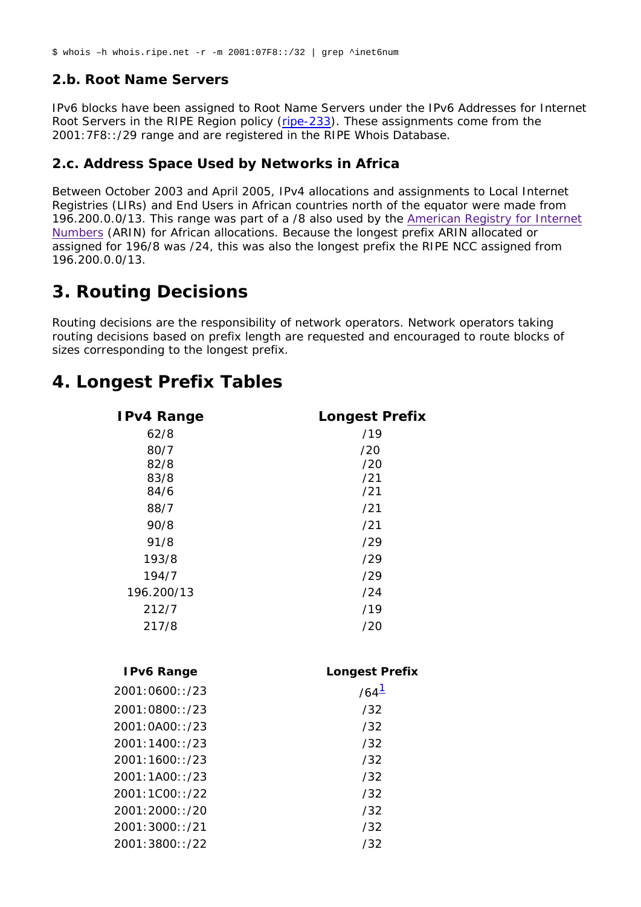```
$ whois –h whois.ripe.net -r -m 2001:07F8::/32 | grep ^inet6num
```

### 2.b. Root Name Servers

IPv6 blocks have been assigned to Root Name Servers under the IPv6 Addresses for Internet Root Servers in the RIPE Region policy (ripe-233). These assignments come from the 2001:7F8::/29 range and are registered in the RIPE Whois Database.

### 2.c. Address Space Used by Networks in Africa

Between October 2003 and April 2005, IPv4 allocations and assignments to Local Internet Registries (LIRs) and End Users in African countries north of the equator were made from 196.200.0.0/13. This range was part of a /8 also used by the American Registry for Internet Numbers (ARIN) for African allocations. Because the longest prefix ARIN allocated or assigned for 196/8 was /24, this was also the longest prefix the RIPE NCC assigned from 196.200.0.0/13.

## 3. Routing Decisions

Routing decisions are the responsibility of network operators. Network operators taking routing decisions based on prefix length are requested and encouraged to route blocks of sizes corresponding to the longest prefix.

## 4. Longest Prefix Tables

| IPv4 Range | Longest Prefix |
|---|---|
| 62/8 | /19 |
| 80/7 | /20 |
| 82/8 | /20 |
| 83/8 | /21 |
| 84/6 | /21 |
| 88/7 | /21 |
| 90/8 | /21 |
| 91/8 | /29 |
| 193/8 | /29 |
| 194/7 | /29 |
| 196.200/13 | /24 |
| 212/7 | /19 |
| 217/8 | /20 |

| IPv6 Range | Longest Prefix |
|---|---|
| 2001:0600::/23 | /64[1] |
| 2001:0800::/23 | /32 |
| 2001:0A00::/23 | /32 |
| 2001:1400::/23 | /32 |
| 2001:1600::/23 | /32 |
| 2001:1A00::/23 | /32 |
| 2001:1C00::/22 | /32 |
| 2001:2000::/20 | /32 |
| 2001:3000::/21 | /32 |
| 2001:3800::/22 | /32 |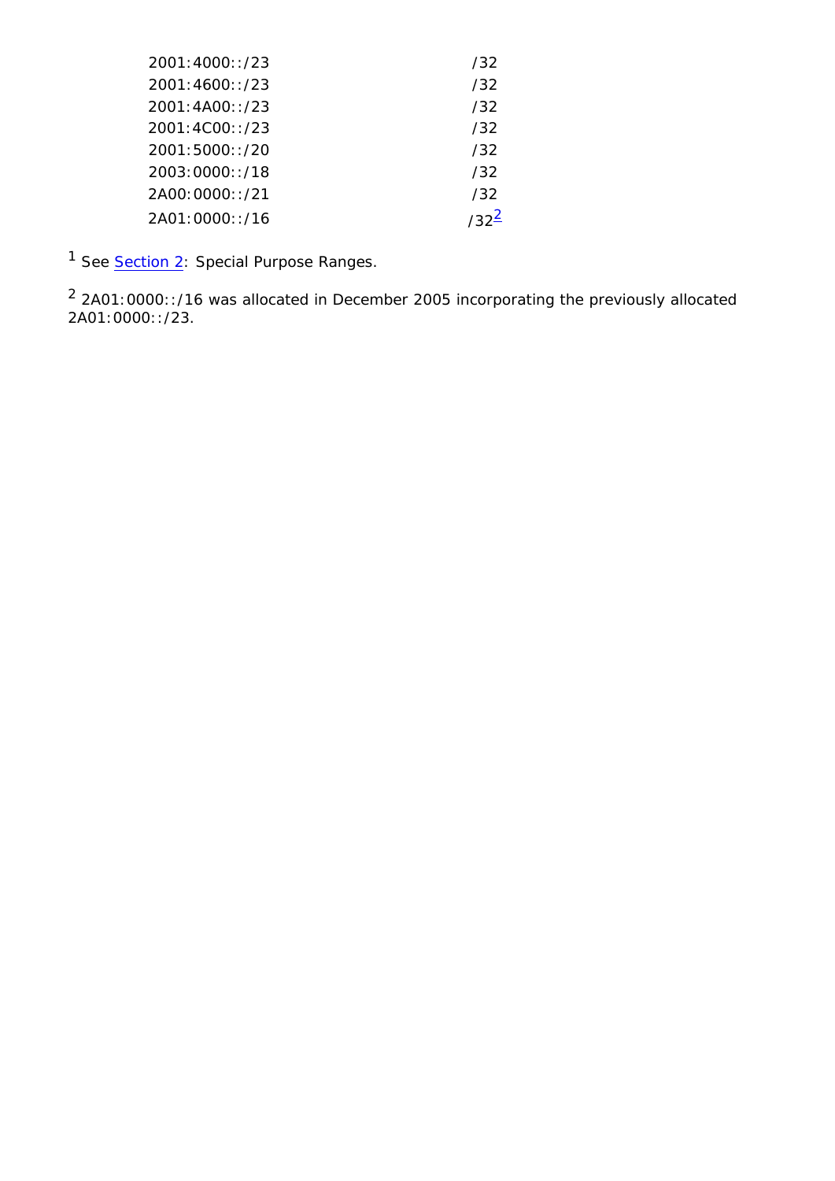| | |
|---|---|
| 2001:4000::/23 | /32 |
| 2001:4600::/23 | /32 |
| 2001:4A00::/23 | /32 |
| 2001:4C00::/23 | /32 |
| 2001:5000::/20 | /32 |
| 2003:0000::/18 | /32 |
| 2A00:0000::/21 | /32 |
| 2A01:0000::/16 | /32[2] |

[1] See Section 2: Special Purpose Ranges.

[2] 2A01:0000::/16 was allocated in December 2005 incorporating the previously allocated 2A01:0000::/23.